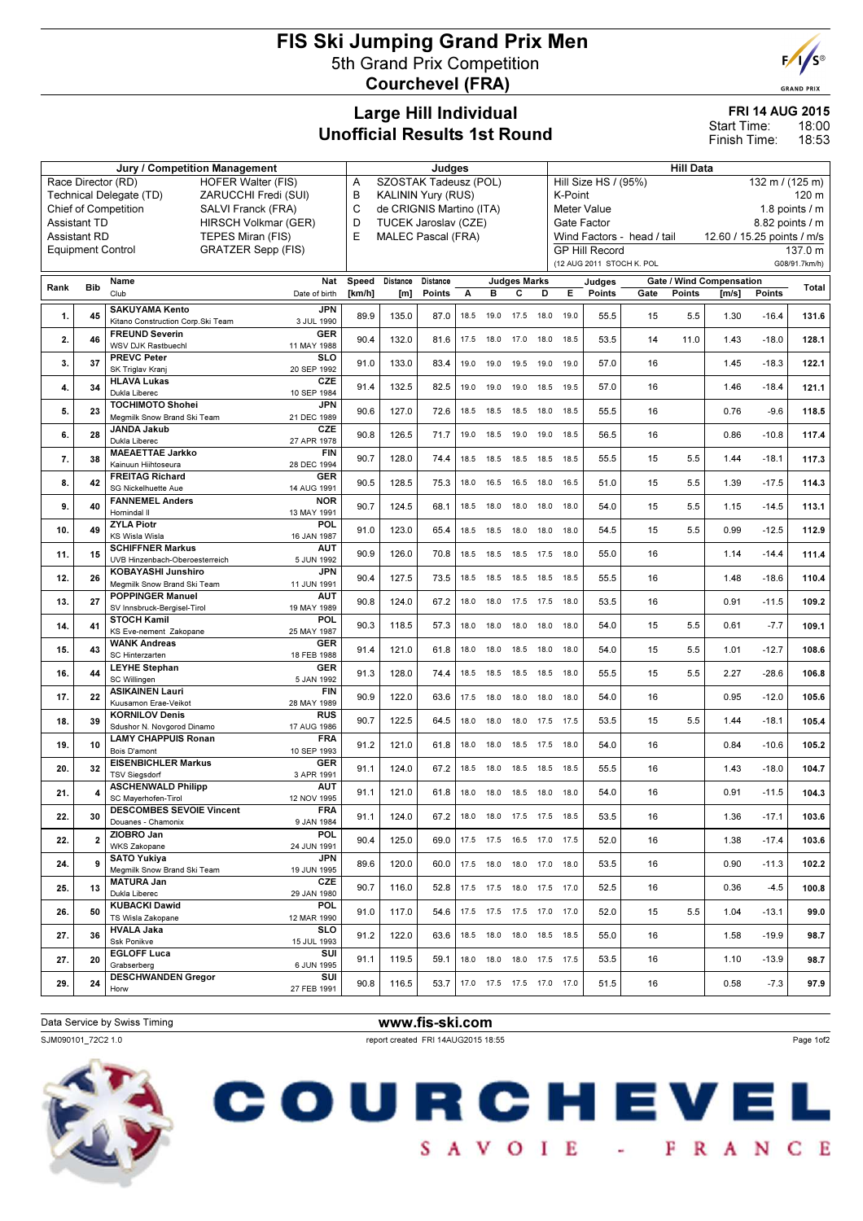# FIS Ski Jumping Grand Prix Men

## 5th Grand Prix Competition

## Courchevel (FRA)

## Large Hill Individual
## Unofficial Results 1st Round

**FRI 14 AUG 2015**
Start Time: 18:00
Finish Time: 18:53

| Jury / Competition Management | | Judges | | Hill Data | |
|---|---|---|---|---|---|
| Race Director (RD) | HOFER Walter (FIS) | A | SZOSTAK Tadeusz (POL) | Hill Size HS / (95%) | 132 m / (125 m) |
| Technical Delegate (TD) | ZARUCCHI Fredi (SUI) | B | KALININ Yury (RUS) | K-Point | 120 m |
| Chief of Competition | SALVI Franck (FRA) | C | de CRIGNIS Martino (ITA) | Meter Value | 1.8 points / m |
| Assistant TD | HIRSCH Volkmar (GER) | D | TUCEK Jaroslav (CZE) | Gate Factor | 8.82 points / m |
| Assistant RD | TEPES Miran (FIS) | E | MALEC Pascal (FRA) | Wind Factors - head / tail | 12.60 / 15.25 points / m/s |
| Equipment Control | GRATZER Sepp (FIS) | | | GP Hill Record | 137.0 m |
| | | | | (12 AUG 2011 STOCH K. POL | G08/91.7km/h) |

| Rank | Bib | Name / Club | Nat / Date of birth | Speed [km/h] | Distance [m] | Distance Points | A | B | C | D | E | Judges Points | Gate | Gate Points | Wind [m/s] | Wind Points | Total |
|---|---|---|---|---|---|---|---|---|---|---|---|---|---|---|---|---|---|
| 1. | 45 | SAKUYAMA Kento<br>Kitano Construction Corp.Ski Team | JPN<br>3 JUL 1990 | 89.9 | 135.0 | 87.0 | 18.5 | 19.0 | 17.5 | 18.0 | 19.0 | 55.5 | 15 | 5.5 | 1.30 | -16.4 | 131.6 |
| 2. | 46 | FREUND Severin<br>WSV DJK Rastbuechl | GER<br>11 MAY 1988 | 90.4 | 132.0 | 81.6 | 17.5 | 18.0 | 17.0 | 18.0 | 18.5 | 53.5 | 14 | 11.0 | 1.43 | -18.0 | 128.1 |
| 3. | 37 | PREVC Peter<br>SK Triglav Kranj | SLO<br>20 SEP 1992 | 91.0 | 133.0 | 83.4 | 19.0 | 19.0 | 19.5 | 19.0 | 19.0 | 57.0 | 16 | | 1.45 | -18.3 | 122.1 |
| 4. | 34 | HLAVA Lukas<br>Dukla Liberec | CZE<br>10 SEP 1984 | 91.4 | 132.5 | 82.5 | 19.0 | 19.0 | 19.0 | 18.5 | 19.5 | 57.0 | 16 | | 1.46 | -18.4 | 121.1 |
| 5. | 23 | TOCHIMOTO Shohei<br>Megmilk Snow Brand Ski Team | JPN<br>21 DEC 1989 | 90.6 | 127.0 | 72.6 | 18.5 | 18.5 | 18.5 | 18.0 | 18.5 | 55.5 | 16 | | 0.76 | -9.6 | 118.5 |
| 6. | 28 | JANDA Jakub<br>Dukla Liberec | CZE<br>27 APR 1978 | 90.8 | 126.5 | 71.7 | 19.0 | 18.5 | 19.0 | 19.0 | 18.5 | 56.5 | 16 | | 0.86 | -10.8 | 117.4 |
| 7. | 38 | MAEAETTAE Jarkko<br>Kainuun Hiihtoseura | FIN<br>28 DEC 1994 | 90.7 | 128.0 | 74.4 | 18.5 | 18.5 | 18.5 | 18.5 | 18.5 | 55.5 | 15 | 5.5 | 1.44 | -18.1 | 117.3 |
| 8. | 42 | FREITAG Richard<br>SG Nickelhuette Aue | GER<br>14 AUG 1991 | 90.5 | 128.5 | 75.3 | 18.0 | 16.5 | 16.5 | 18.0 | 16.5 | 51.0 | 15 | 5.5 | 1.39 | -17.5 | 114.3 |
| 9. | 40 | FANNEMEL Anders<br>Hornindal Il | NOR<br>13 MAY 1991 | 90.7 | 124.5 | 68.1 | 18.5 | 18.0 | 18.0 | 18.0 | 18.0 | 54.0 | 15 | 5.5 | 1.15 | -14.5 | 113.1 |
| 10. | 49 | ZYLA Piotr<br>KS Wisla Wisla | POL<br>16 JAN 1987 | 91.0 | 123.0 | 65.4 | 18.5 | 18.5 | 18.0 | 18.0 | 18.0 | 54.5 | 15 | 5.5 | 0.99 | -12.5 | 112.9 |
| 11. | 15 | SCHIFFNER Markus<br>UVB Hinzenbach-Oberoesterreich | AUT<br>5 JUN 1992 | 90.9 | 126.0 | 70.8 | 18.5 | 18.5 | 18.5 | 17.5 | 18.0 | 55.0 | 16 | | 1.14 | -14.4 | 111.4 |
| 12. | 26 | KOBAYASHI Junshiro<br>Megmilk Snow Brand Ski Team | JPN<br>11 JUN 1991 | 90.4 | 127.5 | 73.5 | 18.5 | 18.5 | 18.5 | 18.5 | 18.5 | 55.5 | 16 | | 1.48 | -18.6 | 110.4 |
| 13. | 27 | POPPINGER Manuel<br>SV Innsbruck-Bergisel-Tirol | AUT<br>19 MAY 1989 | 90.8 | 124.0 | 67.2 | 18.0 | 18.0 | 17.5 | 17.5 | 18.0 | 53.5 | 16 | | 0.91 | -11.5 | 109.2 |
| 14. | 41 | STOCH Kamil<br>KS Eve-nement Zakopane | POL<br>25 MAY 1987 | 90.3 | 118.5 | 57.3 | 18.0 | 18.0 | 18.0 | 18.0 | 18.0 | 54.0 | 15 | 5.5 | 0.61 | -7.7 | 109.1 |
| 15. | 43 | WANK Andreas<br>SC Hinterzarten | GER<br>18 FEB 1988 | 91.4 | 121.0 | 61.8 | 18.0 | 18.0 | 18.5 | 18.0 | 18.0 | 54.0 | 15 | 5.5 | 1.01 | -12.7 | 108.6 |
| 16. | 44 | LEYHE Stephan<br>SC Willingen | GER<br>5 JAN 1992 | 91.3 | 128.0 | 74.4 | 18.5 | 18.5 | 18.5 | 18.5 | 18.0 | 55.5 | 15 | 5.5 | 2.27 | -28.6 | 106.8 |
| 17. | 22 | ASIKAINEN Lauri<br>Kuusamon Erae-Veikot | FIN<br>28 MAY 1989 | 90.9 | 122.0 | 63.6 | 17.5 | 18.0 | 18.0 | 18.0 | 18.0 | 54.0 | 16 | | 0.95 | -12.0 | 105.6 |
| 18. | 39 | KORNILOV Denis<br>Sdushor N. Novgorod Dinamo | RUS<br>17 AUG 1986 | 90.7 | 122.5 | 64.5 | 18.0 | 18.0 | 18.0 | 17.5 | 17.5 | 53.5 | 15 | 5.5 | 1.44 | -18.1 | 105.4 |
| 19. | 10 | LAMY CHAPPUIS Ronan<br>Bois D'amont | FRA<br>10 SEP 1993 | 91.2 | 121.0 | 61.8 | 18.0 | 18.0 | 18.5 | 17.5 | 18.0 | 54.0 | 16 | | 0.84 | -10.6 | 105.2 |
| 20. | 32 | EISENBICHLER Markus<br>TSV Siegsdorf | GER<br>3 APR 1991 | 91.1 | 124.0 | 67.2 | 18.5 | 18.0 | 18.5 | 18.5 | 18.5 | 55.5 | 16 | | 1.43 | -18.0 | 104.7 |
| 21. | 4 | ASCHENWALD Philipp<br>SC Mayerhofen-Tirol | AUT<br>12 NOV 1995 | 91.1 | 121.0 | 61.8 | 18.0 | 18.0 | 18.5 | 18.0 | 18.0 | 54.0 | 16 | | 0.91 | -11.5 | 104.3 |
| 22. | 30 | DESCOMBES SEVOIE Vincent<br>Douanes - Chamonix | FRA<br>9 JAN 1984 | 91.1 | 124.0 | 67.2 | 18.0 | 18.0 | 17.5 | 17.5 | 18.5 | 53.5 | 16 | | 1.36 | -17.1 | 103.6 |
| 22. | 2 | ZIOBRO Jan<br>WKS Zakopane | POL<br>24 JUN 1991 | 90.4 | 125.0 | 69.0 | 17.5 | 17.5 | 16.5 | 17.0 | 17.5 | 52.0 | 16 | | 1.38 | -17.4 | 103.6 |
| 24. | 9 | SATO Yukiya<br>Megmilk Snow Brand Ski Team | JPN<br>19 JUN 1995 | 89.6 | 120.0 | 60.0 | 17.5 | 18.0 | 18.0 | 17.0 | 18.0 | 53.5 | 16 | | 0.90 | -11.3 | 102.2 |
| 25. | 13 | MATURA Jan<br>Dukla Liberec | CZE<br>29 JAN 1980 | 90.7 | 116.0 | 52.8 | 17.5 | 17.5 | 18.0 | 17.5 | 17.0 | 52.5 | 16 | | 0.36 | -4.5 | 100.8 |
| 26. | 50 | KUBACKI Dawid<br>TS Wisla Zakopane | POL<br>12 MAR 1990 | 91.0 | 117.0 | 54.6 | 17.5 | 17.5 | 17.5 | 17.0 | 17.0 | 52.0 | 15 | 5.5 | 1.04 | -13.1 | 99.0 |
| 27. | 36 | HVALA Jaka<br>Ssk Ponikve | SLO<br>15 JUL 1993 | 91.2 | 122.0 | 63.6 | 18.5 | 18.0 | 18.0 | 18.5 | 18.5 | 55.0 | 16 | | 1.58 | -19.9 | 98.7 |
| 27. | 20 | EGLOFF Luca<br>Grabserberg | SUI<br>6 JUN 1995 | 91.1 | 119.5 | 59.1 | 18.0 | 18.0 | 18.0 | 17.5 | 17.5 | 53.5 | 16 | | 1.10 | -13.9 | 98.7 |
| 29. | 24 | DESCHWANDEN Gregor<br>Horw | SUI<br>27 FEB 1991 | 90.8 | 116.5 | 53.7 | 17.0 | 17.5 | 17.5 | 17.0 | 17.0 | 51.5 | 16 | | 0.58 | -7.3 | 97.9 |

Data Service by Swiss Timing

www.fis-ski.com

SJM090101_72C2 1.0 — report created FRI 14AUG2015 18:55

COURCHEVEL SAVOIE - FRANCE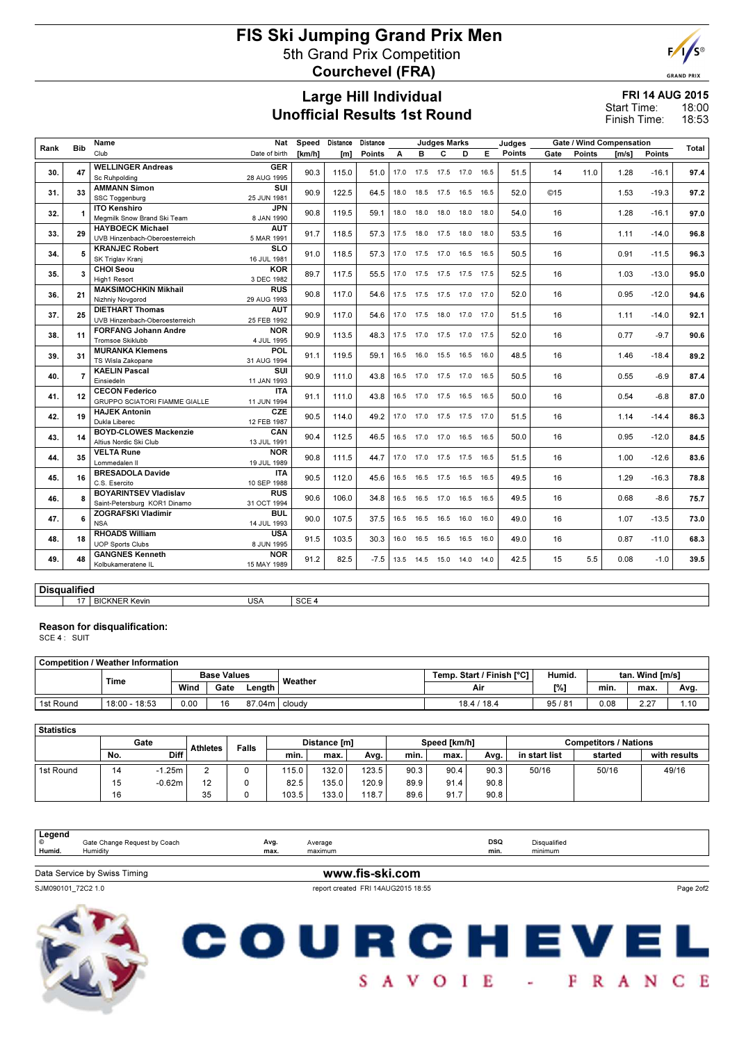# FIS Ski Jumping Grand Prix Men

5th Grand Prix Competition

**Courchevel (FRA)**

## Large Hill Individual
## Unofficial Results 1st Round

**FRI 14 AUG 2015**

Start Time: 18:00
Finish Time: 18:53

| Rank | Bib | Name / Club | Nat / Date of birth | Speed [km/h] | Distance [m] | Distance Points | A | B | C | D | E | Judges Points | Gate | Gate Points | Wind [m/s] | Wind Points | Total |
|---|---|---|---|---|---|---|---|---|---|---|---|---|---|---|---|---|---|
| 30. | 47 | **WELLINGER Andreas** Sc Ruhpolding | GER 28 AUG 1995 | 90.3 | 115.0 | 51.0 | 17.0 | 17.5 | 17.5 | 17.0 | 16.5 | 51.5 | 14 | 11.0 | 1.28 | -16.1 | 97.4 |
| 31. | 33 | **AMMANN Simon** SSC Toggenburg | SUI 25 JUN 1981 | 90.9 | 122.5 | 64.5 | 18.0 | 18.5 | 17.5 | 16.5 | 16.5 | 52.0 | ©15 | | 1.53 | -19.3 | 97.2 |
| 32. | 1 | **ITO Kenshiro** Megmilk Snow Brand Ski Team | JPN 8 JAN 1990 | 90.8 | 119.5 | 59.1 | 18.0 | 18.0 | 18.0 | 18.0 | 18.0 | 54.0 | 16 | | 1.28 | -16.1 | 97.0 |
| 33. | 29 | **HAYBOECK Michael** UVB Hinzenbach-Oberoesterreich | AUT 5 MAR 1991 | 91.7 | 118.5 | 57.3 | 17.5 | 18.0 | 17.5 | 18.0 | 18.0 | 53.5 | 16 | | 1.11 | -14.0 | 96.8 |
| 34. | 5 | **KRANJEC Robert** SK Triglav Kranj | SLO 16 JUL 1981 | 91.0 | 118.5 | 57.3 | 17.0 | 17.5 | 17.0 | 16.5 | 16.5 | 50.5 | 16 | | 0.91 | -11.5 | 96.3 |
| 35. | 3 | **CHOI Seou** High1 Resort | KOR 3 DEC 1982 | 89.7 | 117.5 | 55.5 | 17.0 | 17.5 | 17.5 | 17.5 | 17.5 | 52.5 | 16 | | 1.03 | -13.0 | 95.0 |
| 36. | 21 | **MAKSIMOCHKIN Mikhail** Nizhniy Novgorod | RUS 29 AUG 1993 | 90.8 | 117.0 | 54.6 | 17.5 | 17.5 | 17.5 | 17.0 | 17.0 | 52.0 | 16 | | 0.95 | -12.0 | 94.6 |
| 37. | 25 | **DIETHART Thomas** UVB Hinzenbach-Oberoesterreich | AUT 25 FEB 1992 | 90.9 | 117.0 | 54.6 | 17.0 | 17.5 | 18.0 | 17.0 | 17.0 | 51.5 | 16 | | 1.11 | -14.0 | 92.1 |
| 38. | 11 | **FORFANG Johann Andre** Tromsoe Skiklubb | NOR 4 JUL 1995 | 90.9 | 113.5 | 48.3 | 17.5 | 17.0 | 17.5 | 17.0 | 17.5 | 52.0 | 16 | | 0.77 | -9.7 | 90.6 |
| 39. | 31 | **MURANKA Klemens** TS Wisla Zakopane | POL 31 AUG 1994 | 91.1 | 119.5 | 59.1 | 16.5 | 16.0 | 15.5 | 16.5 | 16.0 | 48.5 | 16 | | 1.46 | -18.4 | 89.2 |
| 40. | 7 | **KAELIN Pascal** Einsiedeln | SUI 11 JAN 1993 | 90.9 | 111.0 | 43.8 | 16.5 | 17.0 | 17.5 | 17.0 | 16.5 | 50.5 | 16 | | 0.55 | -6.9 | 87.4 |
| 41. | 12 | **CECON Federico** GRUPPO SCIATORI FIAMME GIALLE | ITA 11 JUN 1994 | 91.1 | 111.0 | 43.8 | 16.5 | 17.0 | 17.5 | 16.5 | 16.5 | 50.0 | 16 | | 0.54 | -6.8 | 87.0 |
| 42. | 19 | **HAJEK Antonin** Dukla Liberec | CZE 12 FEB 1987 | 90.5 | 114.0 | 49.2 | 17.0 | 17.0 | 17.5 | 17.5 | 17.0 | 51.5 | 16 | | 1.14 | -14.4 | 86.3 |
| 43. | 14 | **BOYD-CLOWES Mackenzie** Altius Nordic Ski Club | CAN 13 JUL 1991 | 90.4 | 112.5 | 46.5 | 16.5 | 17.0 | 17.0 | 16.5 | 16.5 | 50.0 | 16 | | 0.95 | -12.0 | 84.5 |
| 44. | 35 | **VELTA Rune** Lommedalen Il | NOR 19 JUL 1989 | 90.8 | 111.5 | 44.7 | 17.0 | 17.0 | 17.5 | 17.5 | 16.5 | 51.5 | 16 | | 1.00 | -12.6 | 83.6 |
| 45. | 16 | **BRESADOLA Davide** C.S. Esercito | ITA 10 SEP 1988 | 90.5 | 112.0 | 45.6 | 16.5 | 16.5 | 17.5 | 16.5 | 16.5 | 49.5 | 16 | | 1.29 | -16.3 | 78.8 |
| 46. | 8 | **BOYARINTSEV Vladislav** Saint-Petersburg KOR1 Dinamo | RUS 31 OCT 1994 | 90.6 | 106.0 | 34.8 | 16.5 | 16.5 | 17.0 | 16.5 | 16.5 | 49.5 | 16 | | 0.68 | -8.6 | 75.7 |
| 47. | 6 | **ZOGRAFSKI Vladimir** NSA | BUL 14 JUL 1993 | 90.0 | 107.5 | 37.5 | 16.5 | 16.5 | 16.5 | 16.0 | 16.0 | 49.0 | 16 | | 1.07 | -13.5 | 73.0 |
| 48. | 18 | **RHOADS William** UOP Sports Clubs | USA 8 JUN 1995 | 91.5 | 103.5 | 30.3 | 16.0 | 16.5 | 16.5 | 16.5 | 16.0 | 49.0 | 16 | | 0.87 | -11.0 | 68.3 |
| 49. | 48 | **GANGNES Kenneth** Kolbukameratene IL | NOR 15 MAY 1989 | 91.2 | 82.5 | -7.5 | 13.5 | 14.5 | 15.0 | 14.0 | 14.0 | 42.5 | 15 | 5.5 | 0.08 | -1.0 | 39.5 |

**Disqualified**

| Bib | Name | Nat | Reason |
|---|---|---|---|
| 17 | BICKNER Kevin | USA | SCE 4 |

**Reason for disqualification:**

SCE 4 : SUIT

| Competition / Weather Information | Time | Base Values Wind | Gate | Length | Weather | Temp. Start / Finish [°C] Air | Humid. [%] | tan. Wind [m/s] min. | max. | Avg. |
|---|---|---|---|---|---|---|---|---|---|---|
| 1st Round | 18:00 - 18:53 | 0.00 | 16 | 87.04m | cloudy | 18.4 / 18.4 | 95 / 81 | 0.08 | 2.27 | 1.10 |

| Statistics | Gate No. | Diff | Athletes | Falls | Distance [m] min. | max. | Avg. | Speed [km/h] min. | max. | Avg. | Competitors / Nations in start list | started | with results |
|---|---|---|---|---|---|---|---|---|---|---|---|---|---|
| 1st Round | 14 | -1.25m | 2 | 0 | 115.0 | 132.0 | 123.5 | 90.3 | 90.4 | 90.3 | 50/16 | 50/16 | 49/16 |
| | 15 | -0.62m | 12 | 0 | 82.5 | 135.0 | 120.9 | 89.9 | 91.4 | 90.8 | | | |
| | 16 | | 35 | 0 | 103.5 | 133.0 | 118.7 | 89.6 | 91.7 | 90.8 | | | |

**Legend**

| | | | | | |
|---|---|---|---|---|---|
| © | Gate Change Request by Coach | Avg. | Average | DSQ | Disqualified |
| Humid. | Humidity | max. | maximum | min. | minimum |

Data Service by Swiss Timing

www.fis-ski.com

SJM090101_72C2 1.0

report created FRI 14AUG2015 18:55

COURCHEVEL
SAVOIE - FRANCE